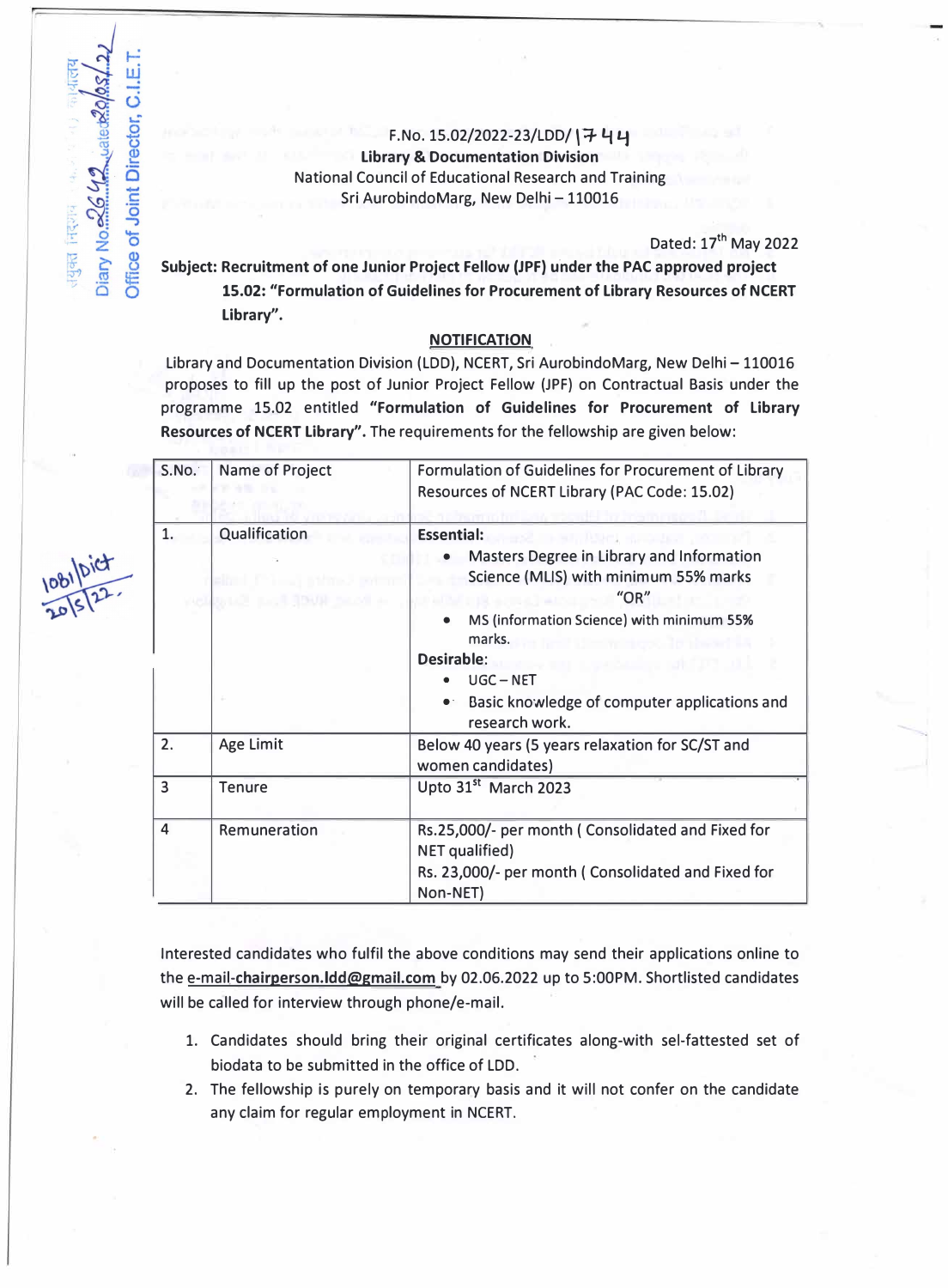F.No. 15.02/2022-23/LDD/1744
**Library & Documentation Division**
National Council of Educational Research and Training
Sri AurobindoMarg, New Delhi – 110016

Dated: 17th May 2022

**Subject: Recruitment of one Junior Project Fellow (JPF) under the PAC approved project 15.02: "Formulation of Guidelines for Procurement of Library Resources of NCERT Library".**

## NOTIFICATION

Library and Documentation Division (LDD), NCERT, Sri AurobindoMarg, New Delhi – 110016 proposes to fill up the post of Junior Project Fellow (JPF) on Contractual Basis under the programme 15.02 entitled **"Formulation of Guidelines for Procurement of Library Resources of NCERT Library".** The requirements for the fellowship are given below:

| S.No. | Name of Project | Formulation of Guidelines for Procurement of Library Resources of NCERT Library (PAC Code: 15.02) |
|---|---|---|
| 1. | Qualification | **Essential:** • Masters Degree in Library and Information Science (MLIS) with minimum 55% marks "OR" • MS (information Science) with minimum 55% marks. **Desirable:** • UGC – NET • Basic knowledge of computer applications and research work. |
| 2. | Age Limit | Below 40 years (5 years relaxation for SC/ST and women candidates) |
| 3 | Tenure | Upto 31st March 2023 |
| 4 | Remuneration | Rs.25,000/- per month ( Consolidated and Fixed for NET qualified) Rs. 23,000/- per month ( Consolidated and Fixed for Non-NET) |

Interested candidates who fulfil the above conditions may send their applications online to the e-mail-chairperson.ldd@gmail.com by 02.06.2022 up to 5:00PM. Shortlisted candidates will be called for interview through phone/e-mail.

1. Candidates should bring their original certificates along-with sel-fattested set of biodata to be submitted in the office of LDD.
2. The fellowship is purely on temporary basis and it will not confer on the candidate any claim for regular employment in NCERT.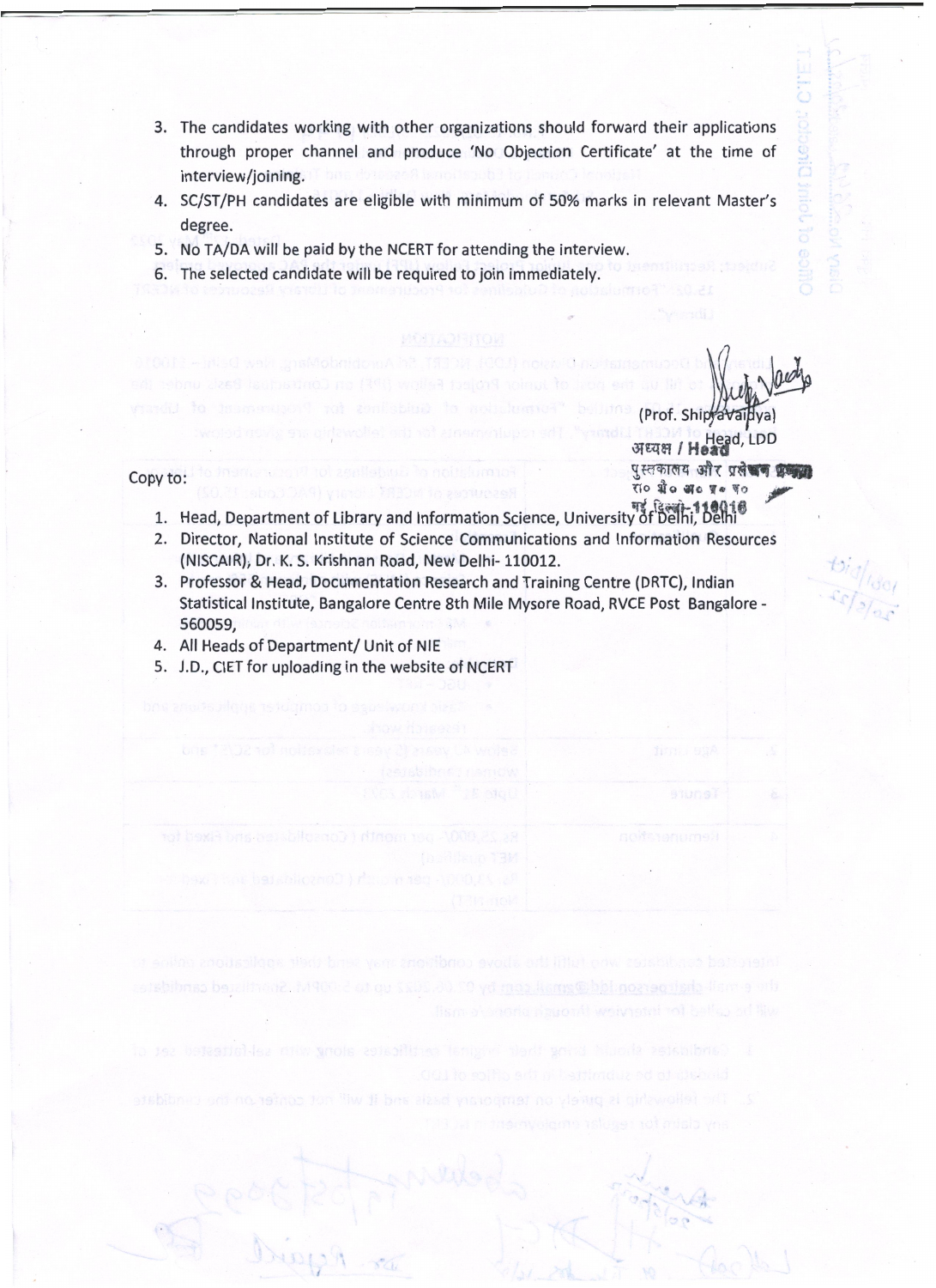3. The candidates working with other organizations should forward their applications through proper channel and produce 'No Objection Certificate' at the time of interview/joining.
4. SC/ST/PH candidates are eligible with minimum of 50% marks in relevant Master's degree.
5. No TA/DA will be paid by the NCERT for attending the interview.
6. The selected candidate will be required to join immediately.

(Prof. Shipra Vaidya)
Head, LDD
अध्यक्ष / Head
पुस्तकालय और प्रलेखन प्रभाग
रा० शै० अ० प्र० प०
नई दिल्ली-110016

Copy to:

1. Head, Department of Library and Information Science, University of Delhi, Delhi
2. Director, National Institute of Science Communications and Information Resources (NISCAIR), Dr. K. S. Krishnan Road, New Delhi- 110012.
3. Professor & Head, Documentation Research and Training Centre (DRTC), Indian Statistical Institute, Bangalore Centre 8th Mile Mysore Road, RVCE Post Bangalore - 560059,
4. All Heads of Department/ Unit of NIE
5. J.D., CIET for uploading in the website of NCERT